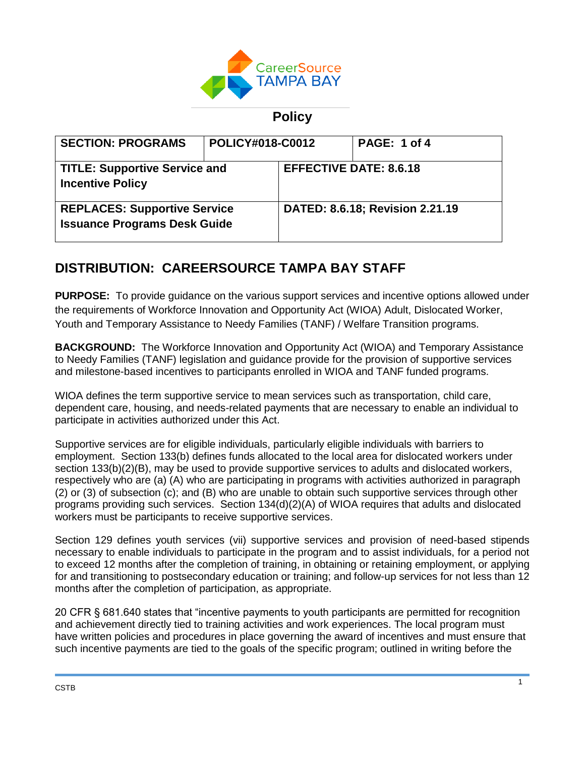CareerSource TAMPA BAY

## Policy

| SECTION: PROGRAMS | POLICY#018-C0012 | PAGE: 1 of 4 |
|---|---|---|
| **TITLE: Supportive Service and Incentive Policy** | **EFFECTIVE DATE: 8.6.18** | |
| **REPLACES: Supportive Service Issuance Programs Desk Guide** | **DATED: 8.6.18; Revision 2.21.19** | |

## DISTRIBUTION: CAREERSOURCE TAMPA BAY STAFF

**PURPOSE:** To provide guidance on the various support services and incentive options allowed under the requirements of Workforce Innovation and Opportunity Act (WIOA) Adult, Dislocated Worker, Youth and Temporary Assistance to Needy Families (TANF) / Welfare Transition programs.

**BACKGROUND:** The Workforce Innovation and Opportunity Act (WIOA) and Temporary Assistance to Needy Families (TANF) legislation and guidance provide for the provision of supportive services and milestone-based incentives to participants enrolled in WIOA and TANF funded programs.

WIOA defines the term supportive service to mean services such as transportation, child care, dependent care, housing, and needs-related payments that are necessary to enable an individual to participate in activities authorized under this Act.

Supportive services are for eligible individuals, particularly eligible individuals with barriers to employment. Section 133(b) defines funds allocated to the local area for dislocated workers under section 133(b)(2)(B), may be used to provide supportive services to adults and dislocated workers, respectively who are (a) (A) who are participating in programs with activities authorized in paragraph (2) or (3) of subsection (c); and (B) who are unable to obtain such supportive services through other programs providing such services. Section 134(d)(2)(A) of WIOA requires that adults and dislocated workers must be participants to receive supportive services.

Section 129 defines youth services (vii) supportive services and provision of need-based stipends necessary to enable individuals to participate in the program and to assist individuals, for a period not to exceed 12 months after the completion of training, in obtaining or retaining employment, or applying for and transitioning to postsecondary education or training; and follow-up services for not less than 12 months after the completion of participation, as appropriate.

20 CFR § 681.640 states that "incentive payments to youth participants are permitted for recognition and achievement directly tied to training activities and work experiences. The local program must have written policies and procedures in place governing the award of incentives and must ensure that such incentive payments are tied to the goals of the specific program; outlined in writing before the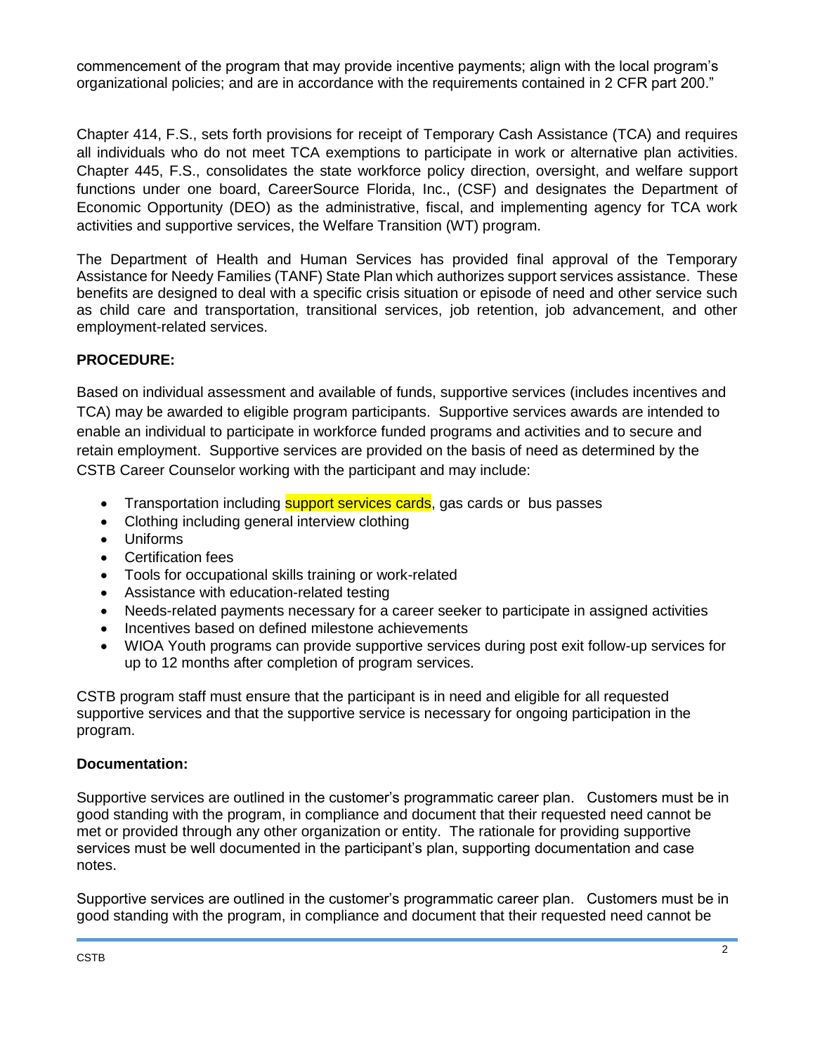commencement of the program that may provide incentive payments; align with the local program's organizational policies; and are in accordance with the requirements contained in 2 CFR part 200."

Chapter 414, F.S., sets forth provisions for receipt of Temporary Cash Assistance (TCA) and requires all individuals who do not meet TCA exemptions to participate in work or alternative plan activities. Chapter 445, F.S., consolidates the state workforce policy direction, oversight, and welfare support functions under one board, CareerSource Florida, Inc., (CSF) and designates the Department of Economic Opportunity (DEO) as the administrative, fiscal, and implementing agency for TCA work activities and supportive services, the Welfare Transition (WT) program.

The Department of Health and Human Services has provided final approval of the Temporary Assistance for Needy Families (TANF) State Plan which authorizes support services assistance. These benefits are designed to deal with a specific crisis situation or episode of need and other service such as child care and transportation, transitional services, job retention, job advancement, and other employment-related services.

**PROCEDURE:**

Based on individual assessment and available of funds, supportive services (includes incentives and TCA) may be awarded to eligible program participants. Supportive services awards are intended to enable an individual to participate in workforce funded programs and activities and to secure and retain employment. Supportive services are provided on the basis of need as determined by the CSTB Career Counselor working with the participant and may include:

- Transportation including support services cards, gas cards or bus passes
- Clothing including general interview clothing
- Uniforms
- Certification fees
- Tools for occupational skills training or work-related
- Assistance with education-related testing
- Needs-related payments necessary for a career seeker to participate in assigned activities
- Incentives based on defined milestone achievements
- WIOA Youth programs can provide supportive services during post exit follow-up services for up to 12 months after completion of program services.

CSTB program staff must ensure that the participant is in need and eligible for all requested supportive services and that the supportive service is necessary for ongoing participation in the program.

**Documentation:**

Supportive services are outlined in the customer's programmatic career plan. Customers must be in good standing with the program, in compliance and document that their requested need cannot be met or provided through any other organization or entity. The rationale for providing supportive services must be well documented in the participant's plan, supporting documentation and case notes.

Supportive services are outlined in the customer's programmatic career plan. Customers must be in good standing with the program, in compliance and document that their requested need cannot be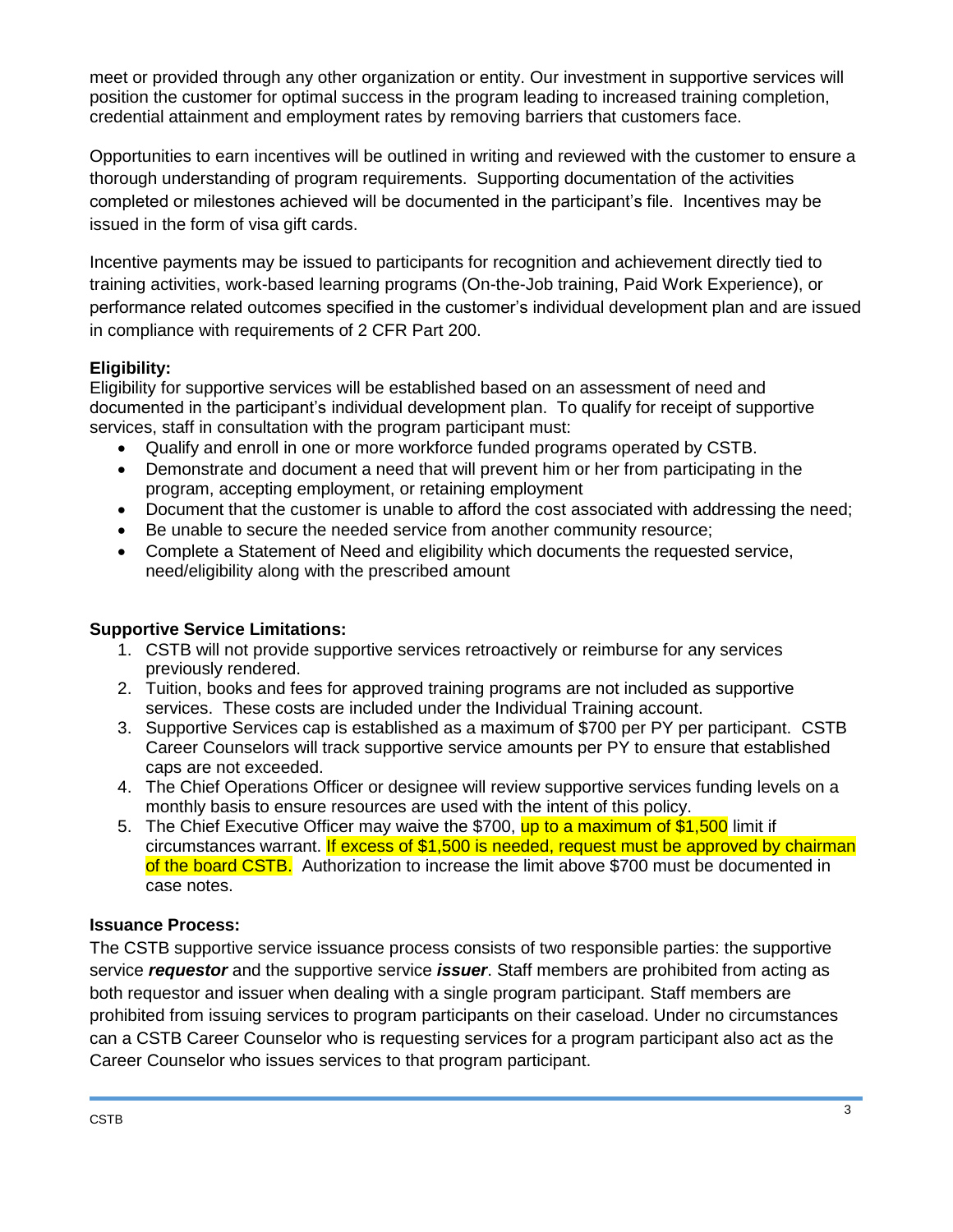meet or provided through any other organization or entity. Our investment in supportive services will position the customer for optimal success in the program leading to increased training completion, credential attainment and employment rates by removing barriers that customers face.

Opportunities to earn incentives will be outlined in writing and reviewed with the customer to ensure a thorough understanding of program requirements. Supporting documentation of the activities completed or milestones achieved will be documented in the participant's file. Incentives may be issued in the form of visa gift cards.

Incentive payments may be issued to participants for recognition and achievement directly tied to training activities, work-based learning programs (On-the-Job training, Paid Work Experience), or performance related outcomes specified in the customer's individual development plan and are issued in compliance with requirements of 2 CFR Part 200.

**Eligibility:**

Eligibility for supportive services will be established based on an assessment of need and documented in the participant's individual development plan. To qualify for receipt of supportive services, staff in consultation with the program participant must:

- Qualify and enroll in one or more workforce funded programs operated by CSTB.
- Demonstrate and document a need that will prevent him or her from participating in the program, accepting employment, or retaining employment
- Document that the customer is unable to afford the cost associated with addressing the need;
- Be unable to secure the needed service from another community resource;
- Complete a Statement of Need and eligibility which documents the requested service, need/eligibility along with the prescribed amount

**Supportive Service Limitations:**

1. CSTB will not provide supportive services retroactively or reimburse for any services previously rendered.
2. Tuition, books and fees for approved training programs are not included as supportive services. These costs are included under the Individual Training account.
3. Supportive Services cap is established as a maximum of $700 per PY per participant. CSTB Career Counselors will track supportive service amounts per PY to ensure that established caps are not exceeded.
4. The Chief Operations Officer or designee will review supportive services funding levels on a monthly basis to ensure resources are used with the intent of this policy.
5. The Chief Executive Officer may waive the $700, up to a maximum of $1,500 limit if circumstances warrant. If excess of $1,500 is needed, request must be approved by chairman of the board CSTB. Authorization to increase the limit above $700 must be documented in case notes.

**Issuance Process:**

The CSTB supportive service issuance process consists of two responsible parties: the supportive service ***requestor*** and the supportive service ***issuer***. Staff members are prohibited from acting as both requestor and issuer when dealing with a single program participant. Staff members are prohibited from issuing services to program participants on their caseload. Under no circumstances can a CSTB Career Counselor who is requesting services for a program participant also act as the Career Counselor who issues services to that program participant.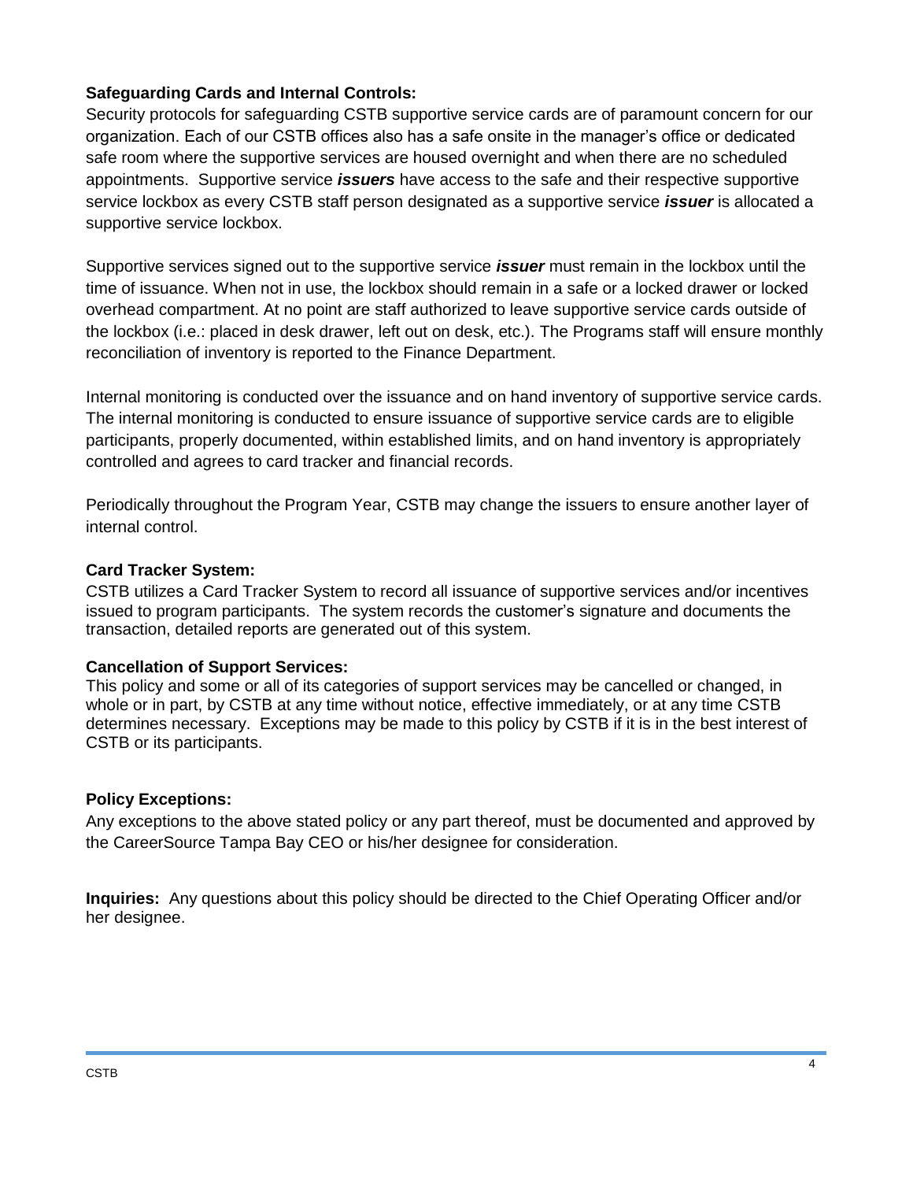**Safeguarding Cards and Internal Controls:**
Security protocols for safeguarding CSTB supportive service cards are of paramount concern for our organization. Each of our CSTB offices also has a safe onsite in the manager's office or dedicated safe room where the supportive services are housed overnight and when there are no scheduled appointments. Supportive service ***issuers*** have access to the safe and their respective supportive service lockbox as every CSTB staff person designated as a supportive service ***issuer*** is allocated a supportive service lockbox.

Supportive services signed out to the supportive service ***issuer*** must remain in the lockbox until the time of issuance. When not in use, the lockbox should remain in a safe or a locked drawer or locked overhead compartment. At no point are staff authorized to leave supportive service cards outside of the lockbox (i.e.: placed in desk drawer, left out on desk, etc.). The Programs staff will ensure monthly reconciliation of inventory is reported to the Finance Department.

Internal monitoring is conducted over the issuance and on hand inventory of supportive service cards. The internal monitoring is conducted to ensure issuance of supportive service cards are to eligible participants, properly documented, within established limits, and on hand inventory is appropriately controlled and agrees to card tracker and financial records.

Periodically throughout the Program Year, CSTB may change the issuers to ensure another layer of internal control.

**Card Tracker System:**
CSTB utilizes a Card Tracker System to record all issuance of supportive services and/or incentives issued to program participants. The system records the customer's signature and documents the transaction, detailed reports are generated out of this system.

**Cancellation of Support Services:**
This policy and some or all of its categories of support services may be cancelled or changed, in whole or in part, by CSTB at any time without notice, effective immediately, or at any time CSTB determines necessary. Exceptions may be made to this policy by CSTB if it is in the best interest of CSTB or its participants.

**Policy Exceptions:**
Any exceptions to the above stated policy or any part thereof, must be documented and approved by the CareerSource Tampa Bay CEO or his/her designee for consideration.

**Inquiries:** Any questions about this policy should be directed to the Chief Operating Officer and/or her designee.